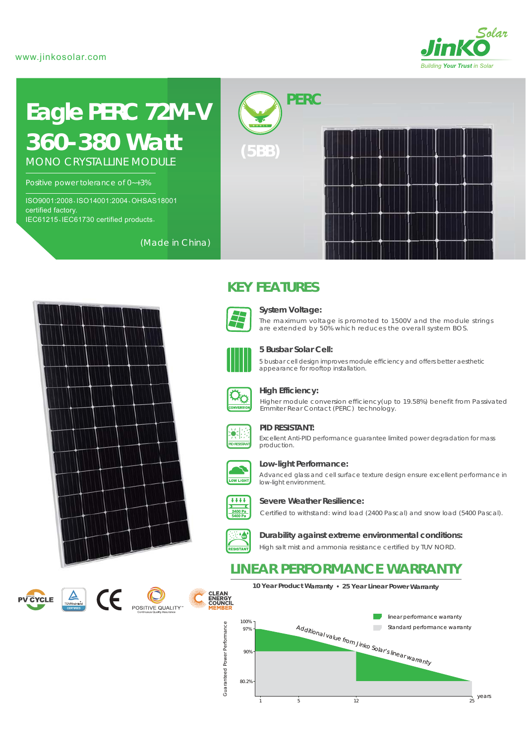www.jinkosolar.com

JinKO Solar
*Building Your Trust in Solar*

# Eagle PERC 72M-V
# 360-380 Watt

MONO CRYSTALLINE MODULE

Positive power tolerance of 0~+3%

ISO9001:2008、ISO14001:2004、OHSAS18001 certified factory.
IEC61215、IEC61730 certified products.

(Made in China)

PERC

(5BB)

## KEY FEATURES

**System Voltage:**
The maximum voltage is promoted to 1500V and the module strings are extended by 50% which reduces the overall system BOS.

**5 Busbar Solar Cell:**
5 busbar cell design improves module efficiency and offers better aesthetic appearance for rooftop installation.

**High Efficiency:**
Higher module conversion efficiency(up to 19.58%) benefit from Passivated Emmiter Rear Contact (PERC) technology.

**PID RESISTANT:**
Excellent Anti-PID performance guarantee limited power degradation for mass production.

**Low-light Performance:**
Advanced glass and cell surface texture design ensure excellent performance in low-light environment.

**Severe Weather Resilience:**
Certified to withstand: wind load (2400 Pascal) and snow load (5400 Pascal).

**Durability against extreme environmental conditions:**
High salt mist and ammonia resistance certified by TUV NORD.

## LINEAR PERFORMANCE WARRANTY

**10 Year Product Warranty • 25 Year Linear Power Warranty**

Guaranteed Power Performance: 100%, 97%, 90%, 80.2%

years: 1, 5, 12, 25

linear performance warranty

Standard performance warranty

Additional value from Jinko Solar's linear warranty

PV CYCLE

TUVRheinland CERTIFIED

CE

POSITIVE QUALITY™ Continuous Quality Assurance

CLEAN ENERGY COUNCIL MEMBER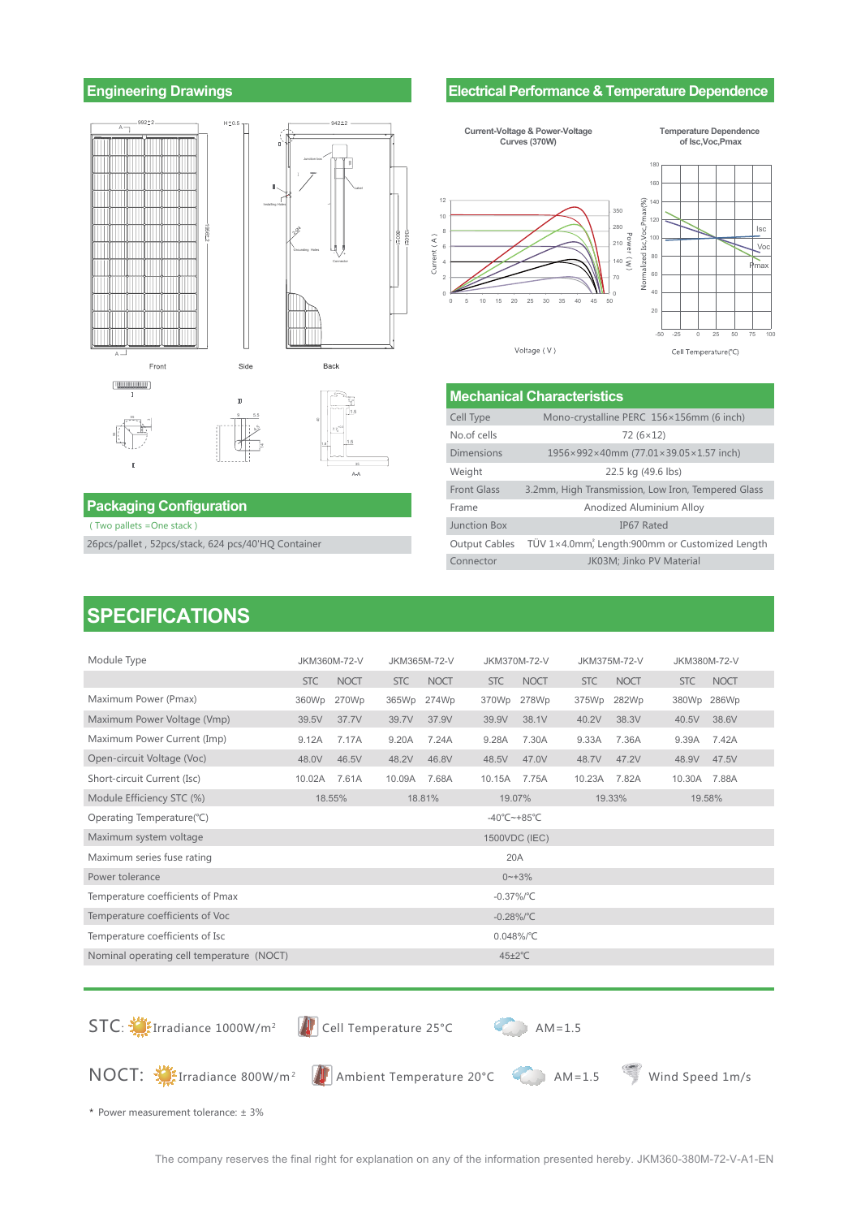## Engineering Drawings

992±2

H±0.5

942±2

1956±2

Junction box

Label

Installing Holes

Grounding Holes

Connector

Front

Side

Back

A-A

## Electrical Performance & Temperature Dependence

Current-Voltage & Power-Voltage Curves (370W)

Current ( A )

Power ( W )

Voltage ( V )

Temperature Dependence of Isc,Voc,Pmax

Normalized Isc,Voc,Pmax(%)

Isc

Voc

Pmax

Cell Temperature(℃)

## Packaging Configuration

( Two pallets =One stack )

26pcs/pallet , 52pcs/stack, 624 pcs/40'HQ Container

## Mechanical Characteristics

| | |
|---|---|
| Cell Type | Mono-crystalline PERC 156×156mm (6 inch) |
| No.of cells | 72 (6×12) |
| Dimensions | 1956×992×40mm (77.01×39.05×1.57 inch) |
| Weight | 22.5 kg (49.6 lbs) |
| Front Glass | 3.2mm, High Transmission, Low Iron, Tempered Glass |
| Frame | Anodized Aluminium Alloy |
| Junction Box | IP67 Rated |
| Output Cables | TÜV 1×4.0mm², Length:900mm or Customized Length |
| Connector | JK03M; Jinko PV Material |

## SPECIFICATIONS

| Module Type | JKM360M-72-V | | JKM365M-72-V | | JKM370M-72-V | | JKM375M-72-V | | JKM380M-72-V | |
|---|---|---|---|---|---|---|---|---|---|---|
| | STC | NOCT | STC | NOCT | STC | NOCT | STC | NOCT | STC | NOCT |
| Maximum Power (Pmax) | 360Wp | 270Wp | 365Wp | 274Wp | 370Wp | 278Wp | 375Wp | 282Wp | 380Wp | 286Wp |
| Maximum Power Voltage (Vmp) | 39.5V | 37.7V | 39.7V | 37.9V | 39.9V | 38.1V | 40.2V | 38.3V | 40.5V | 38.6V |
| Maximum Power Current (Imp) | 9.12A | 7.17A | 9.20A | 7.24A | 9.28A | 7.30A | 9.33A | 7.36A | 9.39A | 7.42A |
| Open-circuit Voltage (Voc) | 48.0V | 46.5V | 48.2V | 46.8V | 48.5V | 47.0V | 48.7V | 47.2V | 48.9V | 47.5V |
| Short-circuit Current (Isc) | 10.02A | 7.61A | 10.09A | 7.68A | 10.15A | 7.75A | 10.23A | 7.82A | 10.30A | 7.88A |
| Module Efficiency STC (%) | 18.55% | | 18.81% | | 19.07% | | 19.33% | | 19.58% | |
| Operating Temperature(℃) | -40℃~+85℃ | | | | | | | | | |
| Maximum system voltage | 1500VDC (IEC) | | | | | | | | | |
| Maximum series fuse rating | 20A | | | | | | | | | |
| Power tolerance | 0~+3% | | | | | | | | | |
| Temperature coefficients of Pmax | -0.37%/℃ | | | | | | | | | |
| Temperature coefficients of Voc | -0.28%/℃ | | | | | | | | | |
| Temperature coefficients of Isc | 0.048%/℃ | | | | | | | | | |
| Nominal operating cell temperature (NOCT) | 45±2℃ | | | | | | | | | |

STC: Irradiance 1000W/m² Cell Temperature 25°C AM=1.5

NOCT: Irradiance 800W/m² Ambient Temperature 20°C AM=1.5 Wind Speed 1m/s

* Power measurement tolerance: ± 3%

The company reserves the final right for explanation on any of the information presented hereby. JKM360-380M-72-V-A1-EN